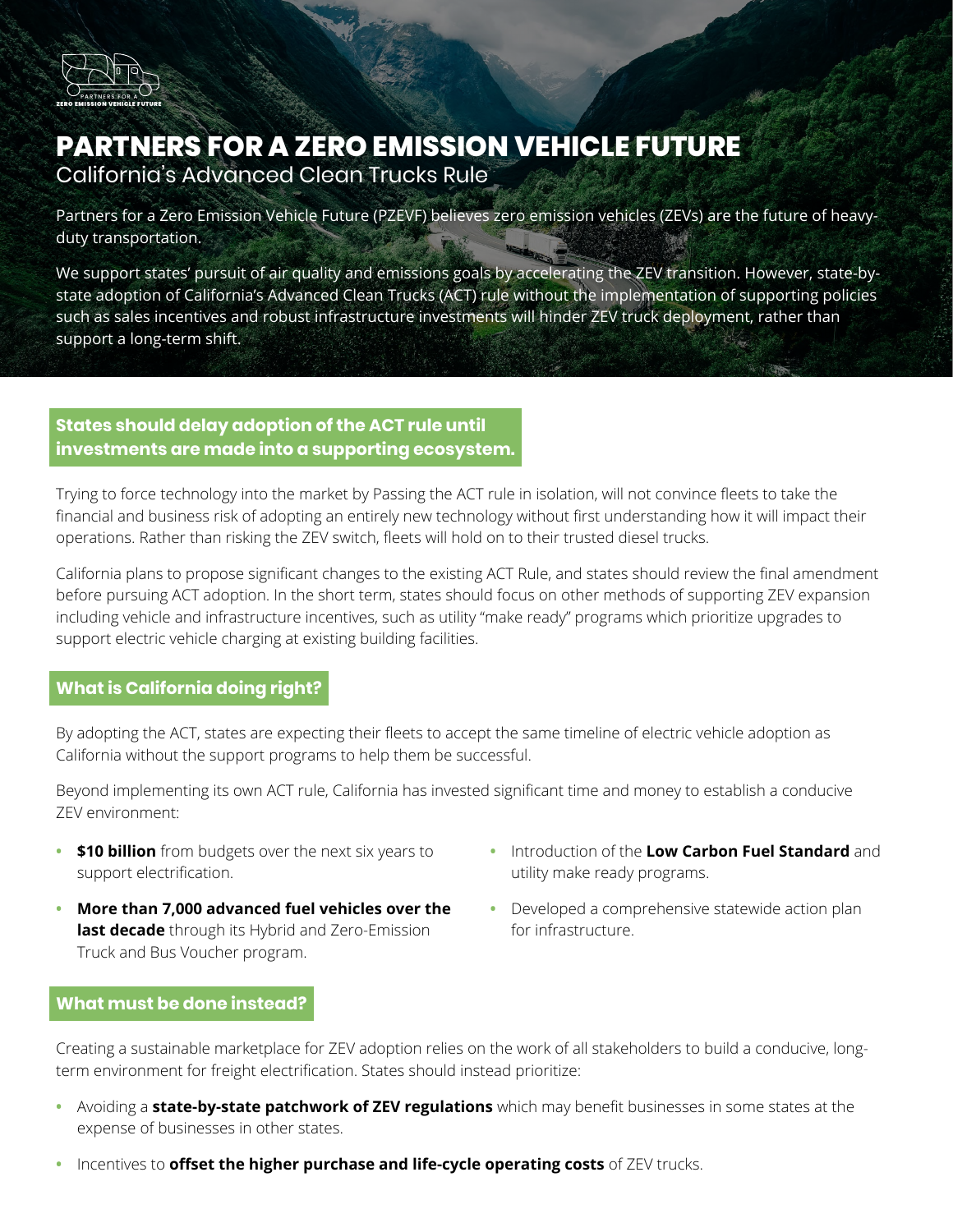# PARTNERS FOR A ZERO EMISSION VEHICLE FUTURE

## California's Advanced Clean Trucks Rule

Partners for a Zero Emission Vehicle Future (PZEVF) believes zero emission vehicles (ZEVs) are the future of heavy-duty transportation.

We support states' pursuit of air quality and emissions goals by accelerating the ZEV transition. However, state-by-state adoption of California's Advanced Clean Trucks (ACT) rule without the implementation of supporting policies such as sales incentives and robust infrastructure investments will hinder ZEV truck deployment, rather than support a long-term shift.

### States should delay adoption of the ACT rule until investments are made into a supporting ecosystem.

Trying to force technology into the market by Passing the ACT rule in isolation, will not convince fleets to take the financial and business risk of adopting an entirely new technology without first understanding how it will impact their operations. Rather than risking the ZEV switch, fleets will hold on to their trusted diesel trucks.

California plans to propose significant changes to the existing ACT Rule, and states should review the final amendment before pursuing ACT adoption. In the short term, states should focus on other methods of supporting ZEV expansion including vehicle and infrastructure incentives, such as utility "make ready" programs which prioritize upgrades to support electric vehicle charging at existing building facilities.

### What is California doing right?

By adopting the ACT, states are expecting their fleets to accept the same timeline of electric vehicle adoption as California without the support programs to help them be successful.

Beyond implementing its own ACT rule, California has invested significant time and money to establish a conducive ZEV environment:

- **$10 billion** from budgets over the next six years to support electrification.
- **More than 7,000 advanced fuel vehicles over the last decade** through its Hybrid and Zero-Emission Truck and Bus Voucher program.
- Introduction of the **Low Carbon Fuel Standard** and utility make ready programs.
- Developed a comprehensive statewide action plan for infrastructure.

### What must be done instead?

Creating a sustainable marketplace for ZEV adoption relies on the work of all stakeholders to build a conducive, long-term environment for freight electrification. States should instead prioritize:

- Avoiding a **state-by-state patchwork of ZEV regulations** which may benefit businesses in some states at the expense of businesses in other states.
- Incentives to **offset the higher purchase and life-cycle operating costs** of ZEV trucks.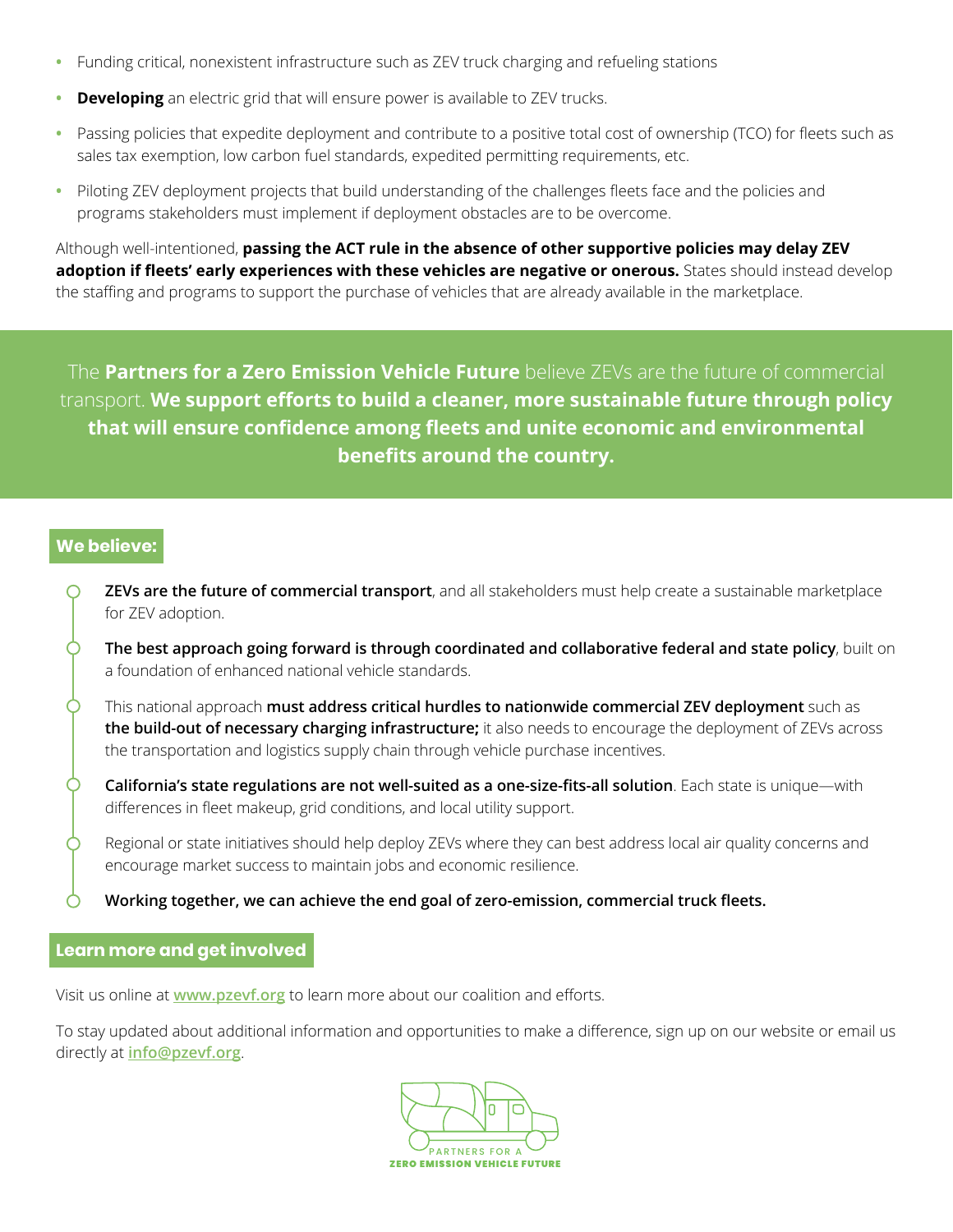- Funding critical, nonexistent infrastructure such as ZEV truck charging and refueling stations
- **Developing** an electric grid that will ensure power is available to ZEV trucks.
- Passing policies that expedite deployment and contribute to a positive total cost of ownership (TCO) for fleets such as sales tax exemption, low carbon fuel standards, expedited permitting requirements, etc.
- Piloting ZEV deployment projects that build understanding of the challenges fleets face and the policies and programs stakeholders must implement if deployment obstacles are to be overcome.

Although well-intentioned, **passing the ACT rule in the absence of other supportive policies may delay ZEV adoption if fleets' early experiences with these vehicles are negative or onerous.** States should instead develop the staffing and programs to support the purchase of vehicles that are already available in the marketplace.

The **Partners for a Zero Emission Vehicle Future** believe ZEVs are the future of commercial transport. **We support efforts to build a cleaner, more sustainable future through policy that will ensure confidence among fleets and unite economic and environmental benefits around the country.**

## We believe:

- **ZEVs are the future of commercial transport**, and all stakeholders must help create a sustainable marketplace for ZEV adoption.
- **The best approach going forward is through coordinated and collaborative federal and state policy**, built on a foundation of enhanced national vehicle standards.
- This national approach **must address critical hurdles to nationwide commercial ZEV deployment** such as **the build-out of necessary charging infrastructure;** it also needs to encourage the deployment of ZEVs across the transportation and logistics supply chain through vehicle purchase incentives.
- **California's state regulations are not well-suited as a one-size-fits-all solution**. Each state is unique—with differences in fleet makeup, grid conditions, and local utility support.
- Regional or state initiatives should help deploy ZEVs where they can best address local air quality concerns and encourage market success to maintain jobs and economic resilience.
- **Working together, we can achieve the end goal of zero-emission, commercial truck fleets.**

## Learn more and get involved

Visit us online at **www.pzevf.org** to learn more about our coalition and efforts.

To stay updated about additional information and opportunities to make a difference, sign up on our website or email us directly at **info@pzevf.org**.

PARTNERS FOR A
ZERO EMISSION VEHICLE FUTURE